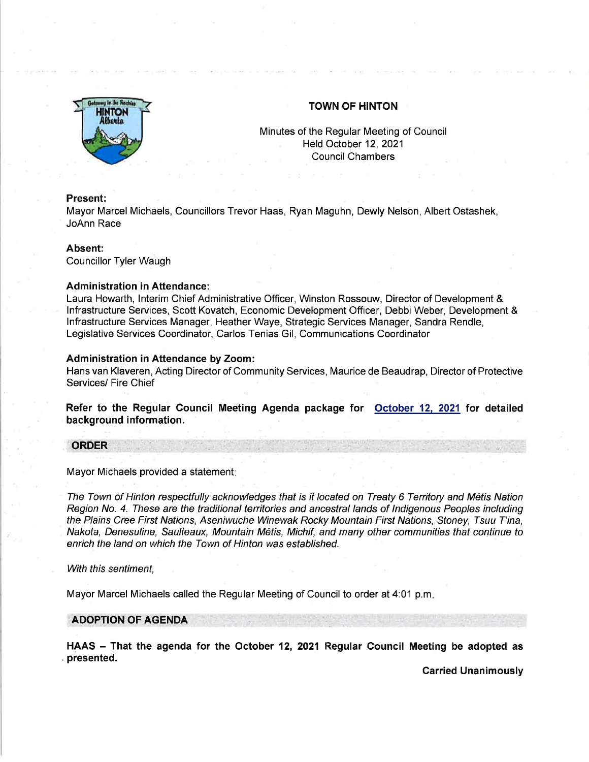# TOWN OF HINTON

Minutes of the Regular Meeting of Council
Held October 12, 2021
Council Chambers

**Present:**
Mayor Marcel Michaels, Councillors Trevor Haas, Ryan Maguhn, Dewly Nelson, Albert Ostashek, JoAnn Race

**Absent:**
Councillor Tyler Waugh

**Administration in Attendance:**
Laura Howarth, Interim Chief Administrative Officer, Winston Rossouw, Director of Development & Infrastructure Services, Scott Kovatch, Economic Development Officer, Debbi Weber, Development & Infrastructure Services Manager, Heather Waye, Strategic Services Manager, Sandra Rendle, Legislative Services Coordinator, Carlos Tenias Gil, Communications Coordinator

**Administration in Attendance by Zoom:**
Hans van Klaveren, Acting Director of Community Services, Maurice de Beaudrap, Director of Protective Services/ Fire Chief

**Refer to the Regular Council Meeting Agenda package for October 12, 2021 for detailed background information.**

## ORDER

Mayor Michaels provided a statement:

*The Town of Hinton respectfully acknowledges that is it located on Treaty 6 Territory and Métis Nation Region No. 4. These are the traditional territories and ancestral lands of Indigenous Peoples including the Plains Cree First Nations, Aseniwuche Winewak Rocky Mountain First Nations, Stoney, Tsuu T'ina, Nakota, Denesuline, Saulteaux, Mountain Métis, Michif, and many other communities that continue to enrich the land on which the Town of Hinton was established.*

*With this sentiment,*

Mayor Marcel Michaels called the Regular Meeting of Council to order at 4:01 p.m.

## ADOPTION OF AGENDA

**HAAS – That the agenda for the October 12, 2021 Regular Council Meeting be adopted as presented.**

**Carried Unanimously**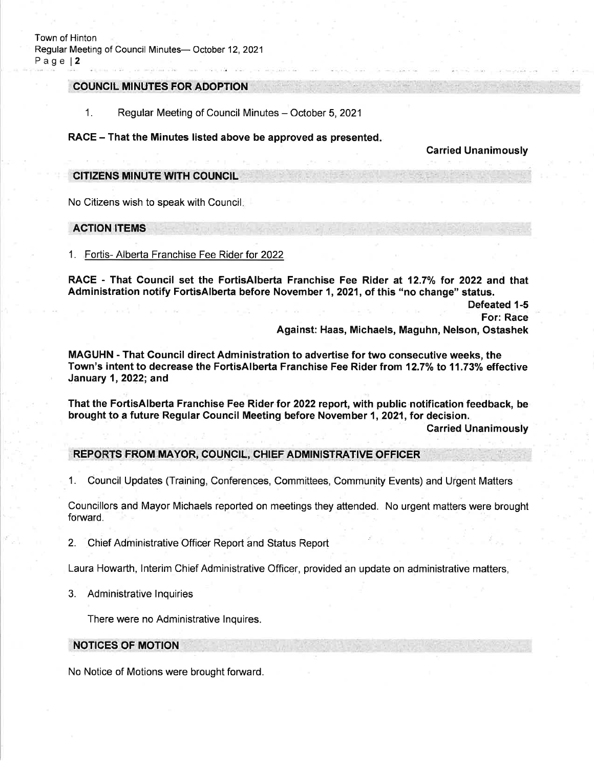## COUNCIL MINUTES FOR ADOPTION

1. Regular Meeting of Council Minutes – October 5, 2021

**RACE – That the Minutes listed above be approved as presented.**

**Carried Unanimously**

## CITIZENS MINUTE WITH COUNCIL

No Citizens wish to speak with Council.

## ACTION ITEMS

1. Fortis- Alberta Franchise Fee Rider for 2022

**RACE - That Council set the FortisAlberta Franchise Fee Rider at 12.7% for 2022 and that Administration notify FortisAlberta before November 1, 2021, of this "no change" status.**

**Defeated 1-5**
**For: Race**
**Against: Haas, Michaels, Maguhn, Nelson, Ostashek**

**MAGUHN - That Council direct Administration to advertise for two consecutive weeks, the Town's intent to decrease the FortisAlberta Franchise Fee Rider from 12.7% to 11.73% effective January 1, 2022; and**

**That the FortisAlberta Franchise Fee Rider for 2022 report, with public notification feedback, be brought to a future Regular Council Meeting before November 1, 2021, for decision.**

**Carried Unanimously**

## REPORTS FROM MAYOR, COUNCIL, CHIEF ADMINISTRATIVE OFFICER

1. Council Updates (Training, Conferences, Committees, Community Events) and Urgent Matters

Councillors and Mayor Michaels reported on meetings they attended. No urgent matters were brought forward.

2. Chief Administrative Officer Report and Status Report

Laura Howarth, Interim Chief Administrative Officer, provided an update on administrative matters,

3. Administrative Inquiries

There were no Administrative Inquires.

## NOTICES OF MOTION

No Notice of Motions were brought forward.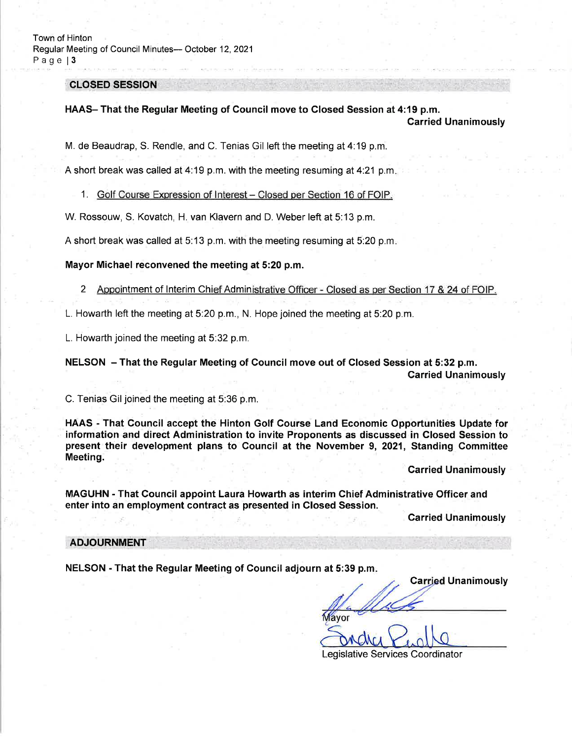## CLOSED SESSION

**HAAS– That the Regular Meeting of Council move to Closed Session at 4:19 p.m.**

**Carried Unanimously**

M. de Beaudrap, S. Rendle, and C. Tenias Gil left the meeting at 4:19 p.m.

A short break was called at 4:19 p.m. with the meeting resuming at 4:21 p.m.

1. Golf Course Expression of Interest – Closed per Section 16 of FOIP.

W. Rossouw, S. Kovatch, H. van Klavern and D. Weber left at 5:13 p.m.

A short break was called at 5:13 p.m. with the meeting resuming at 5:20 p.m.

**Mayor Michael reconvened the meeting at 5:20 p.m.**

2 Appointment of Interim Chief Administrative Officer - Closed as per Section 17 & 24 of FOIP.

L. Howarth left the meeting at 5:20 p.m., N. Hope joined the meeting at 5:20 p.m.

L. Howarth joined the meeting at 5:32 p.m.

**NELSON – That the Regular Meeting of Council move out of Closed Session at 5:32 p.m.**

**Carried Unanimously**

C. Tenias Gil joined the meeting at 5:36 p.m.

**HAAS - That Council accept the Hinton Golf Course Land Economic Opportunities Update for information and direct Administration to invite Proponents as discussed in Closed Session to present their development plans to Council at the November 9, 2021, Standing Committee Meeting.**

**Carried Unanimously**

**MAGUHN - That Council appoint Laura Howarth as interim Chief Administrative Officer and enter into an employment contract as presented in Closed Session.**

**Carried Unanimously**

## ADJOURNMENT

**NELSON - That the Regular Meeting of Council adjourn at 5:39 p.m.**

**Carried Unanimously**

Mayor

Legislative Services Coordinator